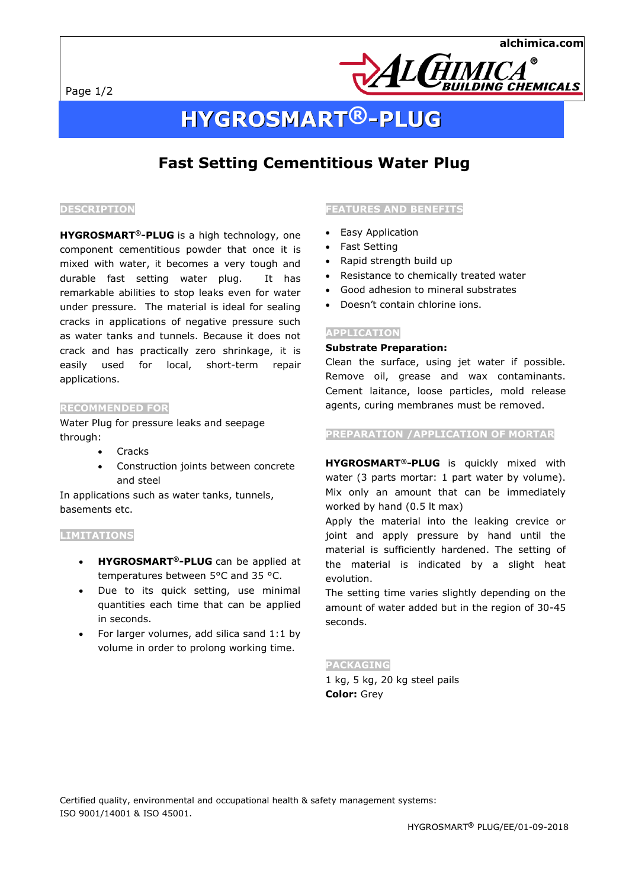# HYGROSMART®-PLUG

## Fast Setting Cementitious Water Plug

### DESCRIPTION

**HYGROSMART®-PLUG** is a high technology, one component cementitious powder that once it is mixed with water, it becomes a very tough and durable fast setting water plug. It has remarkable abilities to stop leaks even for water under pressure. The material is ideal for sealing cracks in applications of negative pressure such as water tanks and tunnels. Because it does not crack and has practically zero shrinkage, it is easily used for local, short-term repair applications.

### RECOMMENDED FOR

Water Plug for pressure leaks and seepage through:

- Cracks
- Construction joints between concrete and steel

In applications such as water tanks, tunnels, basements etc.

### LIMITATIONS

- **HYGROSMART®-PLUG** can be applied at temperatures between 5°C and 35 °C.
- Due to its quick setting, use minimal quantities each time that can be applied in seconds.
- For larger volumes, add silica sand 1:1 by volume in order to prolong working time.

### FEATURES AND BENEFITS

- Easy Application
- Fast Setting
- Rapid strength build up
- Resistance to chemically treated water
- Good adhesion to mineral substrates
- Doesn't contain chlorine ions.

### APPLICATION

**Substrate Preparation:**
Clean the surface, using jet water if possible. Remove oil, grease and wax contaminants. Cement laitance, loose particles, mold release agents, curing membranes must be removed.

### PREPARATION /APPLICATION OF MORTAR

**HYGROSMART®-PLUG** is quickly mixed with water (3 parts mortar: 1 part water by volume). Mix only an amount that can be immediately worked by hand (0.5 lt max)

Apply the material into the leaking crevice or joint and apply pressure by hand until the material is sufficiently hardened. The setting of the material is indicated by a slight heat evolution.

The setting time varies slightly depending on the amount of water added but in the region of 30-45 seconds.

### PACKAGING

1 kg, 5 kg, 20 kg steel pails

**Color:** Grey

Certified quality, environmental and occupational health & safety management systems:
ISO 9001/14001 & ISO 45001.

HYGROSMART® PLUG/EE/01-09-2018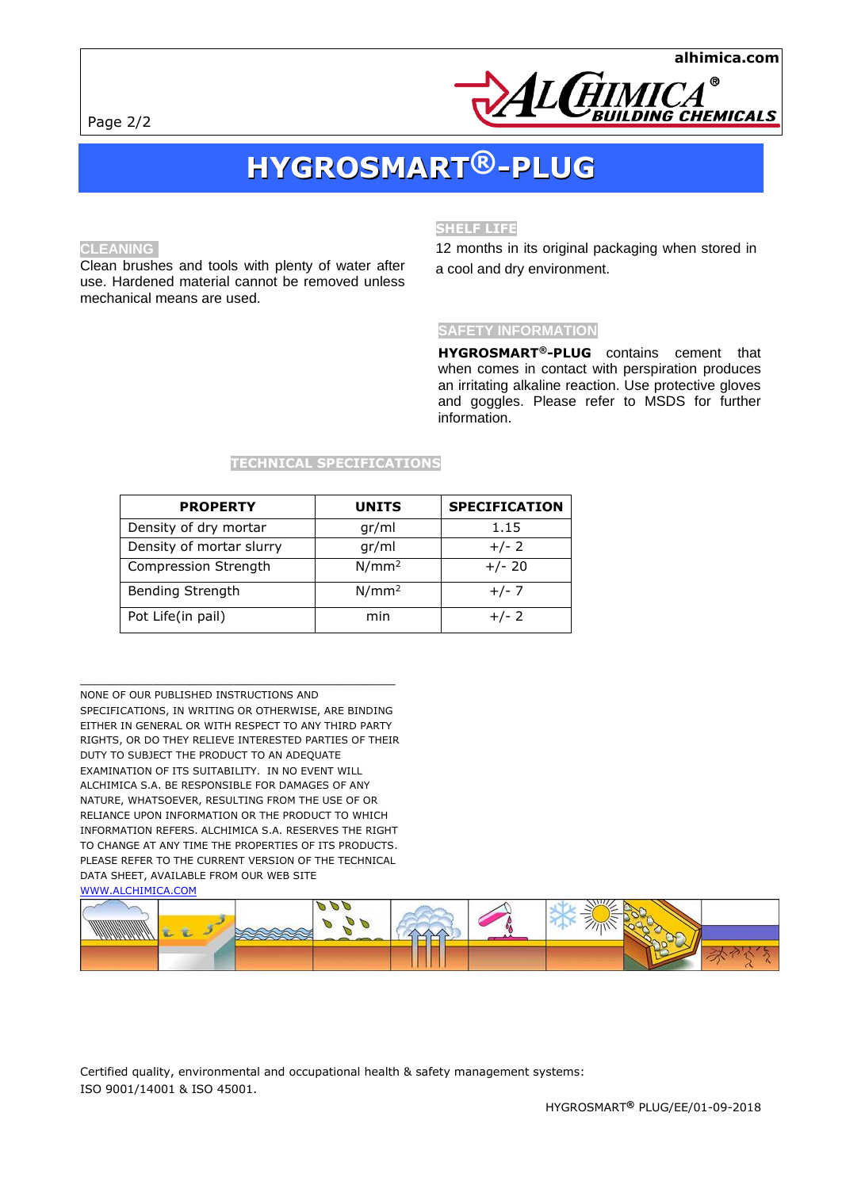# HYGROSMART®-PLUG

## CLEANING

Clean brushes and tools with plenty of water after use. Hardened material cannot be removed unless mechanical means are used.

## SHELF LIFE

12 months in its original packaging when stored in a cool and dry environment.

## SAFETY INFORMATION

**HYGROSMART®-PLUG** contains cement that when comes in contact with perspiration produces an irritating alkaline reaction. Use protective gloves and goggles. Please refer to MSDS for further information.

## TECHNICAL SPECIFICATIONS

| PROPERTY | UNITS | SPECIFICATION |
|---|---|---|
| Density of dry mortar | gr/ml | 1.15 |
| Density of mortar slurry | gr/ml | +/- 2 |
| Compression Strength | $N/mm^2$ | +/- 20 |
| Bending Strength | $N/mm^2$ | +/- 7 |
| Pot Life(in pail) | min | +/- 2 |

NONE OF OUR PUBLISHED INSTRUCTIONS AND SPECIFICATIONS, IN WRITING OR OTHERWISE, ARE BINDING EITHER IN GENERAL OR WITH RESPECT TO ANY THIRD PARTY RIGHTS, OR DO THEY RELIEVE INTERESTED PARTIES OF THEIR DUTY TO SUBJECT THE PRODUCT TO AN ADEQUATE EXAMINATION OF ITS SUITABILITY. IN NO EVENT WILL ALCHIMICA S.A. BE RESPONSIBLE FOR DAMAGES OF ANY NATURE, WHATSOEVER, RESULTING FROM THE USE OF OR RELIANCE UPON INFORMATION OR THE PRODUCT TO WHICH INFORMATION REFERS. ALCHIMICA S.A. RESERVES THE RIGHT TO CHANGE AT ANY TIME THE PROPERTIES OF ITS PRODUCTS. PLEASE REFER TO THE CURRENT VERSION OF THE TECHNICAL DATA SHEET, AVAILABLE FROM OUR WEB SITE WWW.ALCHIMICA.COM

Certified quality, environmental and occupational health & safety management systems: ISO 9001/14001 & ISO 45001.

HYGROSMART® PLUG/EE/01-09-2018